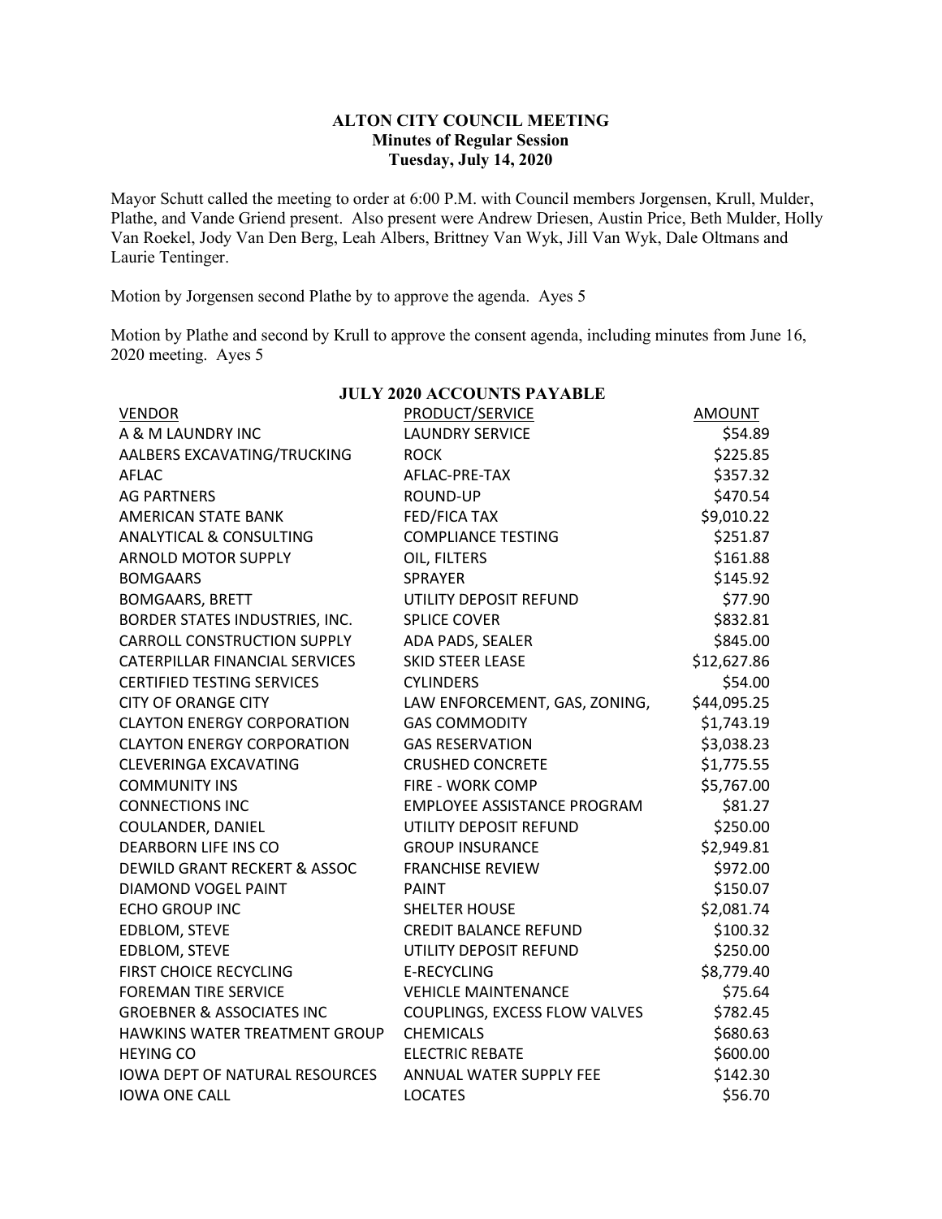# ALTON CITY COUNCIL MEETING
## Minutes of Regular Session
### Tuesday, July 14, 2020

Mayor Schutt called the meeting to order at 6:00 P.M. with Council members Jorgensen, Krull, Mulder, Plathe, and Vande Griend present. Also present were Andrew Driesen, Austin Price, Beth Mulder, Holly Van Roekel, Jody Van Den Berg, Leah Albers, Brittney Van Wyk, Jill Van Wyk, Dale Oltmans and Laurie Tentinger.

Motion by Jorgensen second Plathe by to approve the agenda. Ayes 5

Motion by Plathe and second by Krull to approve the consent agenda, including minutes from June 16, 2020 meeting. Ayes 5

**JULY 2020 ACCOUNTS PAYABLE**

| VENDOR | PRODUCT/SERVICE | AMOUNT |
|---|---|---|
| A & M LAUNDRY INC | LAUNDRY SERVICE | $54.89 |
| AALBERS EXCAVATING/TRUCKING | ROCK | $225.85 |
| AFLAC | AFLAC-PRE-TAX | $357.32 |
| AG PARTNERS | ROUND-UP | $470.54 |
| AMERICAN STATE BANK | FED/FICA TAX | $9,010.22 |
| ANALYTICAL & CONSULTING | COMPLIANCE TESTING | $251.87 |
| ARNOLD MOTOR SUPPLY | OIL, FILTERS | $161.88 |
| BOMGAARS | SPRAYER | $145.92 |
| BOMGAARS, BRETT | UTILITY DEPOSIT REFUND | $77.90 |
| BORDER STATES INDUSTRIES, INC. | SPLICE COVER | $832.81 |
| CARROLL CONSTRUCTION SUPPLY | ADA PADS, SEALER | $845.00 |
| CATERPILLAR FINANCIAL SERVICES | SKID STEER LEASE | $12,627.86 |
| CERTIFIED TESTING SERVICES | CYLINDERS | $54.00 |
| CITY OF ORANGE CITY | LAW ENFORCEMENT, GAS, ZONING, | $44,095.25 |
| CLAYTON ENERGY CORPORATION | GAS COMMODITY | $1,743.19 |
| CLAYTON ENERGY CORPORATION | GAS RESERVATION | $3,038.23 |
| CLEVERINGA EXCAVATING | CRUSHED CONCRETE | $1,775.55 |
| COMMUNITY INS | FIRE - WORK COMP | $5,767.00 |
| CONNECTIONS INC | EMPLOYEE ASSISTANCE PROGRAM | $81.27 |
| COULANDER, DANIEL | UTILITY DEPOSIT REFUND | $250.00 |
| DEARBORN LIFE INS CO | GROUP INSURANCE | $2,949.81 |
| DEWILD GRANT RECKERT & ASSOC | FRANCHISE REVIEW | $972.00 |
| DIAMOND VOGEL PAINT | PAINT | $150.07 |
| ECHO GROUP INC | SHELTER HOUSE | $2,081.74 |
| EDBLOM, STEVE | CREDIT BALANCE REFUND | $100.32 |
| EDBLOM, STEVE | UTILITY DEPOSIT REFUND | $250.00 |
| FIRST CHOICE RECYCLING | E-RECYCLING | $8,779.40 |
| FOREMAN TIRE SERVICE | VEHICLE MAINTENANCE | $75.64 |
| GROEBNER & ASSOCIATES INC | COUPLINGS, EXCESS FLOW VALVES | $782.45 |
| HAWKINS WATER TREATMENT GROUP | CHEMICALS | $680.63 |
| HEYING CO | ELECTRIC REBATE | $600.00 |
| IOWA DEPT OF NATURAL RESOURCES | ANNUAL WATER SUPPLY FEE | $142.30 |
| IOWA ONE CALL | LOCATES | $56.70 |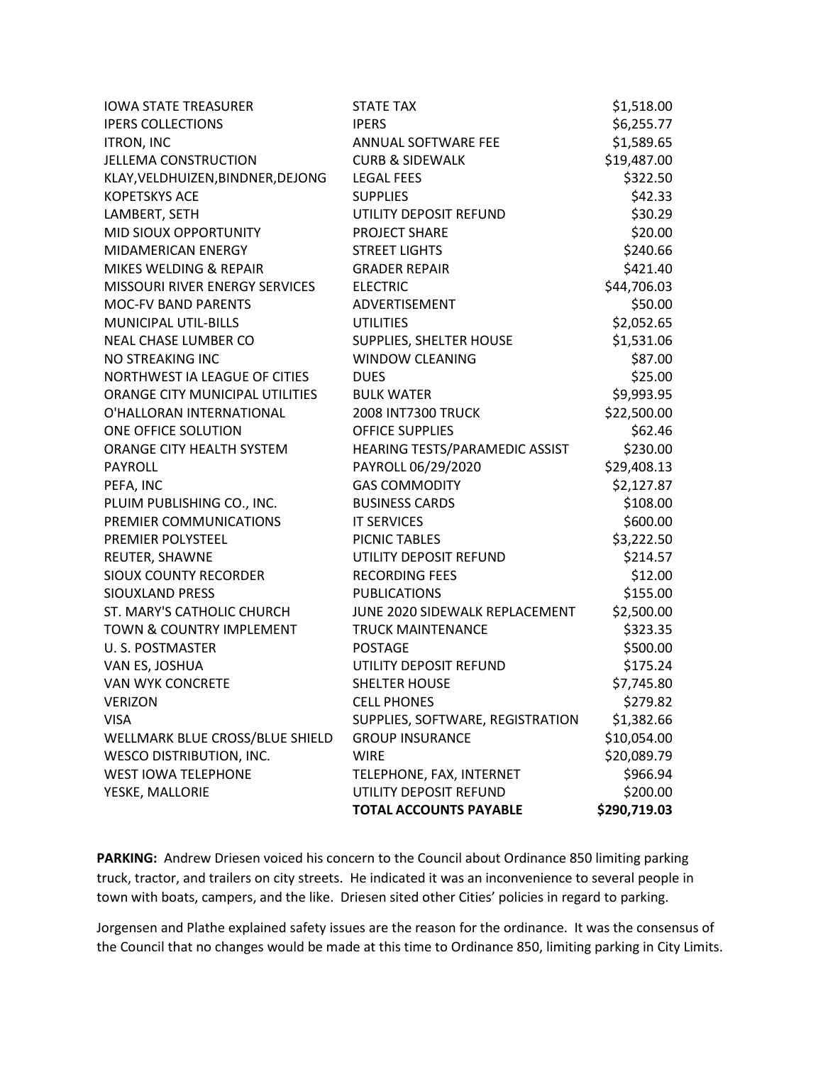| | | |
|---|---|---|
| IOWA STATE TREASURER | STATE TAX | $1,518.00 |
| IPERS COLLECTIONS | IPERS | $6,255.77 |
| ITRON, INC | ANNUAL SOFTWARE FEE | $1,589.65 |
| JELLEMA CONSTRUCTION | CURB & SIDEWALK | $19,487.00 |
| KLAY,VELDHUIZEN,BINDNER,DEJONG | LEGAL FEES | $322.50 |
| KOPETSKYS ACE | SUPPLIES | $42.33 |
| LAMBERT, SETH | UTILITY DEPOSIT REFUND | $30.29 |
| MID SIOUX OPPORTUNITY | PROJECT SHARE | $20.00 |
| MIDAMERICAN ENERGY | STREET LIGHTS | $240.66 |
| MIKES WELDING & REPAIR | GRADER REPAIR | $421.40 |
| MISSOURI RIVER ENERGY SERVICES | ELECTRIC | $44,706.03 |
| MOC-FV BAND PARENTS | ADVERTISEMENT | $50.00 |
| MUNICIPAL UTIL-BILLS | UTILITIES | $2,052.65 |
| NEAL CHASE LUMBER CO | SUPPLIES, SHELTER HOUSE | $1,531.06 |
| NO STREAKING INC | WINDOW CLEANING | $87.00 |
| NORTHWEST IA LEAGUE OF CITIES | DUES | $25.00 |
| ORANGE CITY MUNICIPAL UTILITIES | BULK WATER | $9,993.95 |
| O'HALLORAN INTERNATIONAL | 2008 INT7300 TRUCK | $22,500.00 |
| ONE OFFICE SOLUTION | OFFICE SUPPLIES | $62.46 |
| ORANGE CITY HEALTH SYSTEM | HEARING TESTS/PARAMEDIC ASSIST | $230.00 |
| PAYROLL | PAYROLL 06/29/2020 | $29,408.13 |
| PEFA, INC | GAS COMMODITY | $2,127.87 |
| PLUIM PUBLISHING CO., INC. | BUSINESS CARDS | $108.00 |
| PREMIER COMMUNICATIONS | IT SERVICES | $600.00 |
| PREMIER POLYSTEEL | PICNIC TABLES | $3,222.50 |
| REUTER, SHAWNE | UTILITY DEPOSIT REFUND | $214.57 |
| SIOUX COUNTY RECORDER | RECORDING FEES | $12.00 |
| SIOUXLAND PRESS | PUBLICATIONS | $155.00 |
| ST. MARY'S CATHOLIC CHURCH | JUNE 2020 SIDEWALK REPLACEMENT | $2,500.00 |
| TOWN & COUNTRY IMPLEMENT | TRUCK MAINTENANCE | $323.35 |
| U. S. POSTMASTER | POSTAGE | $500.00 |
| VAN ES, JOSHUA | UTILITY DEPOSIT REFUND | $175.24 |
| VAN WYK CONCRETE | SHELTER HOUSE | $7,745.80 |
| VERIZON | CELL PHONES | $279.82 |
| VISA | SUPPLIES, SOFTWARE, REGISTRATION | $1,382.66 |
| WELLMARK BLUE CROSS/BLUE SHIELD | GROUP INSURANCE | $10,054.00 |
| WESCO DISTRIBUTION, INC. | WIRE | $20,089.79 |
| WEST IOWA TELEPHONE | TELEPHONE, FAX, INTERNET | $966.94 |
| YESKE, MALLORIE | UTILITY DEPOSIT REFUND | $200.00 |
| | **TOTAL ACCOUNTS PAYABLE** | **$290,719.03** |

**PARKING:** Andrew Driesen voiced his concern to the Council about Ordinance 850 limiting parking truck, tractor, and trailers on city streets. He indicated it was an inconvenience to several people in town with boats, campers, and the like. Driesen sited other Cities' policies in regard to parking.

Jorgensen and Plathe explained safety issues are the reason for the ordinance. It was the consensus of the Council that no changes would be made at this time to Ordinance 850, limiting parking in City Limits.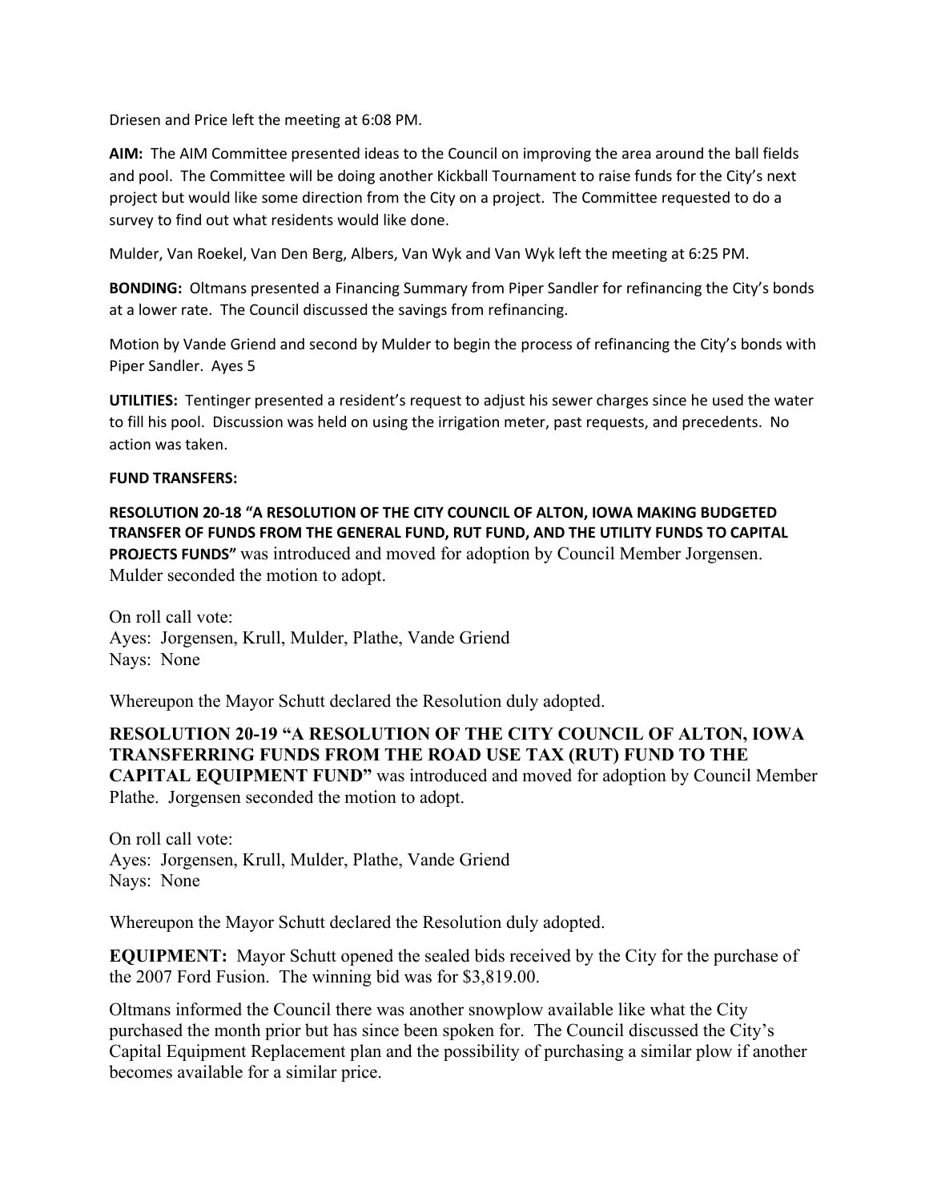Driesen and Price left the meeting at 6:08 PM.

**AIM:** The AIM Committee presented ideas to the Council on improving the area around the ball fields and pool. The Committee will be doing another Kickball Tournament to raise funds for the City's next project but would like some direction from the City on a project. The Committee requested to do a survey to find out what residents would like done.

Mulder, Van Roekel, Van Den Berg, Albers, Van Wyk and Van Wyk left the meeting at 6:25 PM.

**BONDING:** Oltmans presented a Financing Summary from Piper Sandler for refinancing the City's bonds at a lower rate. The Council discussed the savings from refinancing.

Motion by Vande Griend and second by Mulder to begin the process of refinancing the City's bonds with Piper Sandler. Ayes 5

**UTILITIES:** Tentinger presented a resident's request to adjust his sewer charges since he used the water to fill his pool. Discussion was held on using the irrigation meter, past requests, and precedents. No action was taken.

**FUND TRANSFERS:**

**RESOLUTION 20-18 "A RESOLUTION OF THE CITY COUNCIL OF ALTON, IOWA MAKING BUDGETED TRANSFER OF FUNDS FROM THE GENERAL FUND, RUT FUND, AND THE UTILITY FUNDS TO CAPITAL PROJECTS FUNDS"** was introduced and moved for adoption by Council Member Jorgensen. Mulder seconded the motion to adopt.

On roll call vote:
Ayes: Jorgensen, Krull, Mulder, Plathe, Vande Griend
Nays: None

Whereupon the Mayor Schutt declared the Resolution duly adopted.

**RESOLUTION 20-19 "A RESOLUTION OF THE CITY COUNCIL OF ALTON, IOWA TRANSFERRING FUNDS FROM THE ROAD USE TAX (RUT) FUND TO THE CAPITAL EQUIPMENT FUND"** was introduced and moved for adoption by Council Member Plathe. Jorgensen seconded the motion to adopt.

On roll call vote:
Ayes: Jorgensen, Krull, Mulder, Plathe, Vande Griend
Nays: None

Whereupon the Mayor Schutt declared the Resolution duly adopted.

**EQUIPMENT:** Mayor Schutt opened the sealed bids received by the City for the purchase of the 2007 Ford Fusion. The winning bid was for $3,819.00.

Oltmans informed the Council there was another snowplow available like what the City purchased the month prior but has since been spoken for. The Council discussed the City's Capital Equipment Replacement plan and the possibility of purchasing a similar plow if another becomes available for a similar price.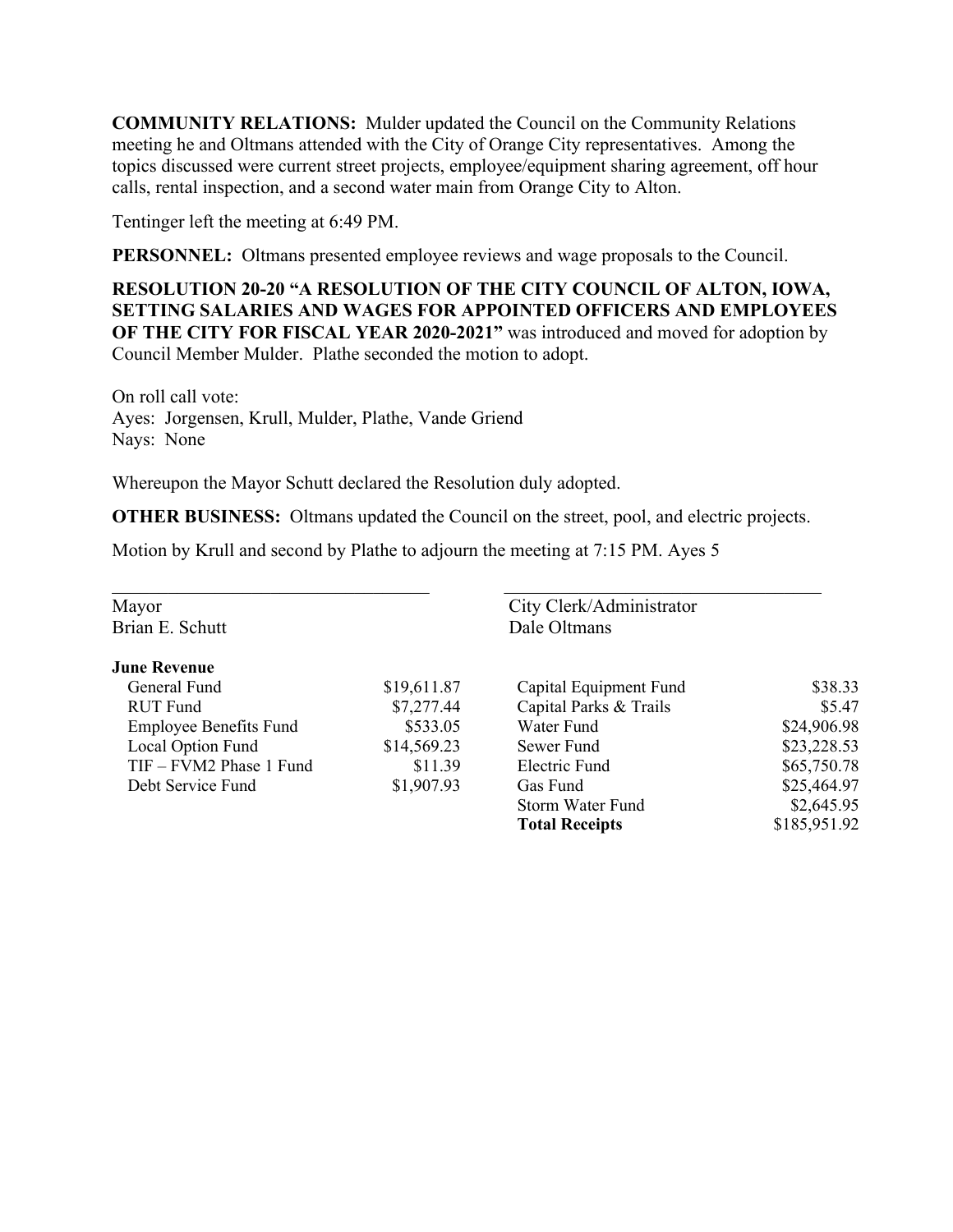**COMMUNITY RELATIONS:** Mulder updated the Council on the Community Relations meeting he and Oltmans attended with the City of Orange City representatives. Among the topics discussed were current street projects, employee/equipment sharing agreement, off hour calls, rental inspection, and a second water main from Orange City to Alton.

Tentinger left the meeting at 6:49 PM.

**PERSONNEL:** Oltmans presented employee reviews and wage proposals to the Council.

**RESOLUTION 20-20 "A RESOLUTION OF THE CITY COUNCIL OF ALTON, IOWA, SETTING SALARIES AND WAGES FOR APPOINTED OFFICERS AND EMPLOYEES OF THE CITY FOR FISCAL YEAR 2020-2021"** was introduced and moved for adoption by Council Member Mulder. Plathe seconded the motion to adopt.

On roll call vote:
Ayes: Jorgensen, Krull, Mulder, Plathe, Vande Griend
Nays: None

Whereupon the Mayor Schutt declared the Resolution duly adopted.

**OTHER BUSINESS:** Oltmans updated the Council on the street, pool, and electric projects.

Motion by Krull and second by Plathe to adjourn the meeting at 7:15 PM. Ayes 5

\_\_\_\_\_\_\_\_\_\_\_\_\_\_\_\_\_\_\_\_\_\_\_\_\_\_\_\_\_\_\_\_\_\_\_
Mayor
Brian E. Schutt

\_\_\_\_\_\_\_\_\_\_\_\_\_\_\_\_\_\_\_\_\_\_\_\_\_\_\_\_\_\_\_\_\_\_\_
City Clerk/Administrator
Dale Oltmans

**June Revenue**

| | | | |
|---|---|---|---|
| General Fund | $19,611.87 | Capital Equipment Fund | $38.33 |
| RUT Fund | $7,277.44 | Capital Parks & Trails | $5.47 |
| Employee Benefits Fund | $533.05 | Water Fund | $24,906.98 |
| Local Option Fund | $14,569.23 | Sewer Fund | $23,228.53 |
| TIF – FVM2 Phase 1 Fund | $11.39 | Electric Fund | $65,750.78 |
| Debt Service Fund | $1,907.93 | Gas Fund | $25,464.97 |
| | | Storm Water Fund | $2,645.95 |
| | | **Total Receipts** | $185,951.92 |